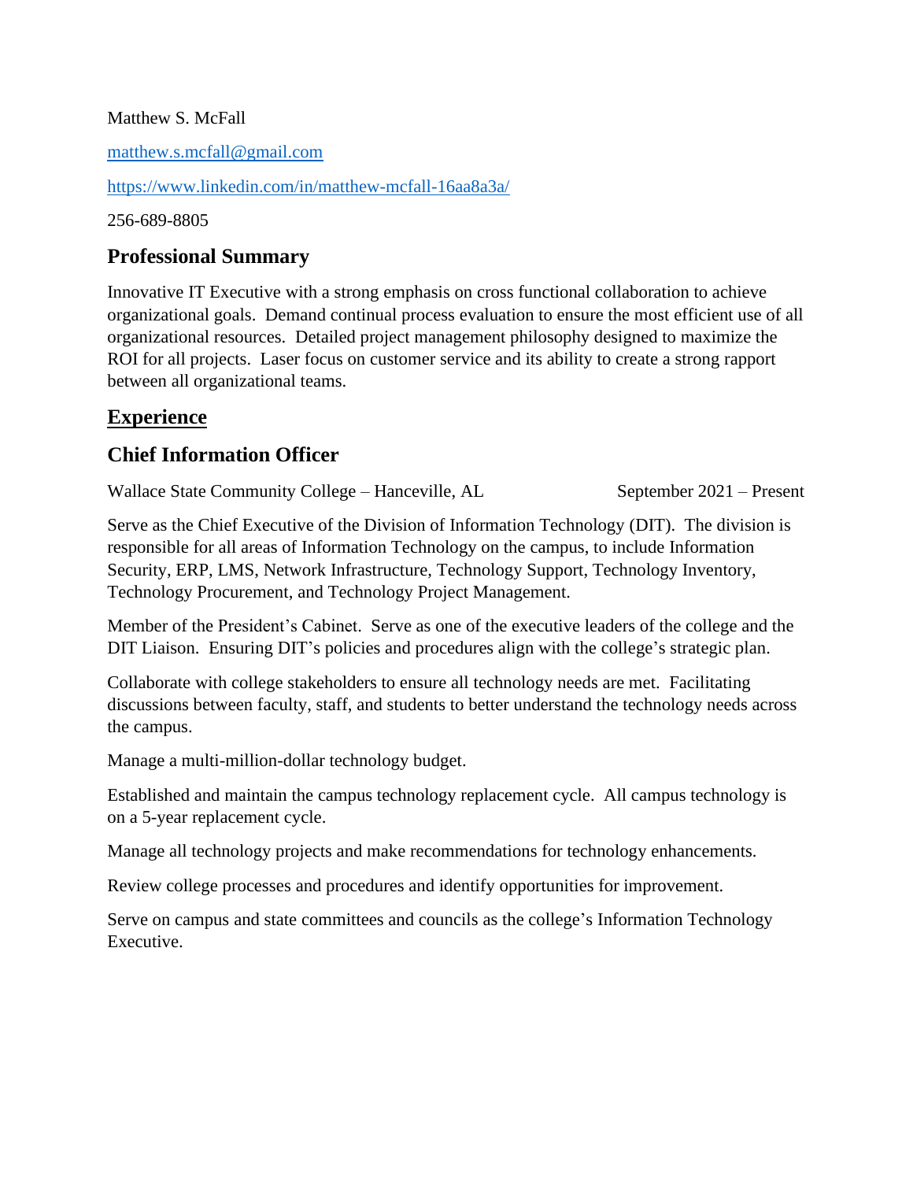Matthew S. McFall

matthew.s.mcfall@gmail.com

https://www.linkedin.com/in/matthew-mcfall-16aa8a3a/

256-689-8805

## Professional Summary

Innovative IT Executive with a strong emphasis on cross functional collaboration to achieve organizational goals. Demand continual process evaluation to ensure the most efficient use of all organizational resources. Detailed project management philosophy designed to maximize the ROI for all projects. Laser focus on customer service and its ability to create a strong rapport between all organizational teams.

## Experience

### Chief Information Officer

Wallace State Community College – Hanceville, AL September 2021 – Present

Serve as the Chief Executive of the Division of Information Technology (DIT). The division is responsible for all areas of Information Technology on the campus, to include Information Security, ERP, LMS, Network Infrastructure, Technology Support, Technology Inventory, Technology Procurement, and Technology Project Management.

Member of the President's Cabinet. Serve as one of the executive leaders of the college and the DIT Liaison. Ensuring DIT's policies and procedures align with the college's strategic plan.

Collaborate with college stakeholders to ensure all technology needs are met. Facilitating discussions between faculty, staff, and students to better understand the technology needs across the campus.

Manage a multi-million-dollar technology budget.

Established and maintain the campus technology replacement cycle. All campus technology is on a 5-year replacement cycle.

Manage all technology projects and make recommendations for technology enhancements.

Review college processes and procedures and identify opportunities for improvement.

Serve on campus and state committees and councils as the college's Information Technology Executive.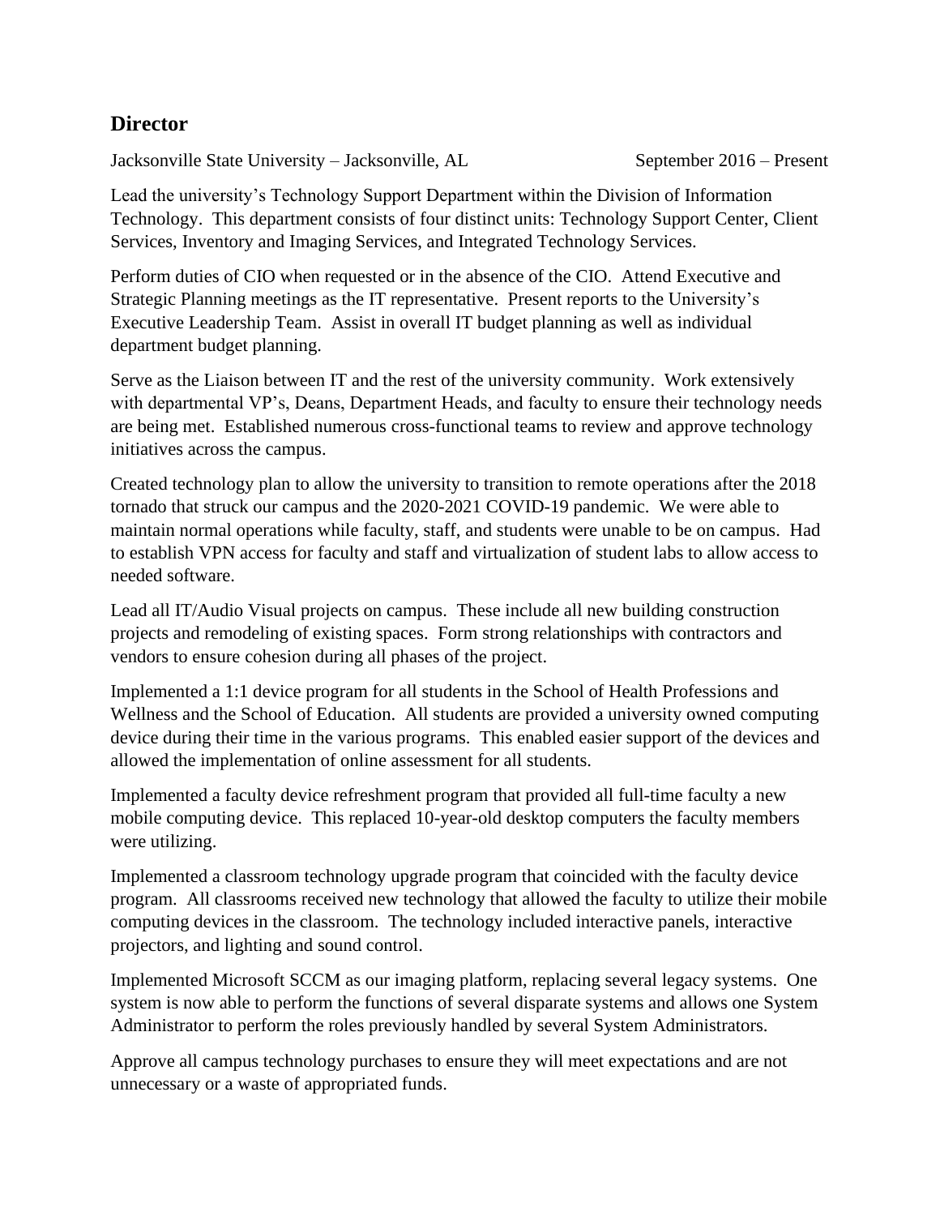## Director

Jacksonville State University – Jacksonville, AL September 2016 – Present

Lead the university's Technology Support Department within the Division of Information Technology. This department consists of four distinct units: Technology Support Center, Client Services, Inventory and Imaging Services, and Integrated Technology Services.

Perform duties of CIO when requested or in the absence of the CIO. Attend Executive and Strategic Planning meetings as the IT representative. Present reports to the University's Executive Leadership Team. Assist in overall IT budget planning as well as individual department budget planning.

Serve as the Liaison between IT and the rest of the university community. Work extensively with departmental VP's, Deans, Department Heads, and faculty to ensure their technology needs are being met. Established numerous cross-functional teams to review and approve technology initiatives across the campus.

Created technology plan to allow the university to transition to remote operations after the 2018 tornado that struck our campus and the 2020-2021 COVID-19 pandemic. We were able to maintain normal operations while faculty, staff, and students were unable to be on campus. Had to establish VPN access for faculty and staff and virtualization of student labs to allow access to needed software.

Lead all IT/Audio Visual projects on campus. These include all new building construction projects and remodeling of existing spaces. Form strong relationships with contractors and vendors to ensure cohesion during all phases of the project.

Implemented a 1:1 device program for all students in the School of Health Professions and Wellness and the School of Education. All students are provided a university owned computing device during their time in the various programs. This enabled easier support of the devices and allowed the implementation of online assessment for all students.

Implemented a faculty device refreshment program that provided all full-time faculty a new mobile computing device. This replaced 10-year-old desktop computers the faculty members were utilizing.

Implemented a classroom technology upgrade program that coincided with the faculty device program. All classrooms received new technology that allowed the faculty to utilize their mobile computing devices in the classroom. The technology included interactive panels, interactive projectors, and lighting and sound control.

Implemented Microsoft SCCM as our imaging platform, replacing several legacy systems. One system is now able to perform the functions of several disparate systems and allows one System Administrator to perform the roles previously handled by several System Administrators.

Approve all campus technology purchases to ensure they will meet expectations and are not unnecessary or a waste of appropriated funds.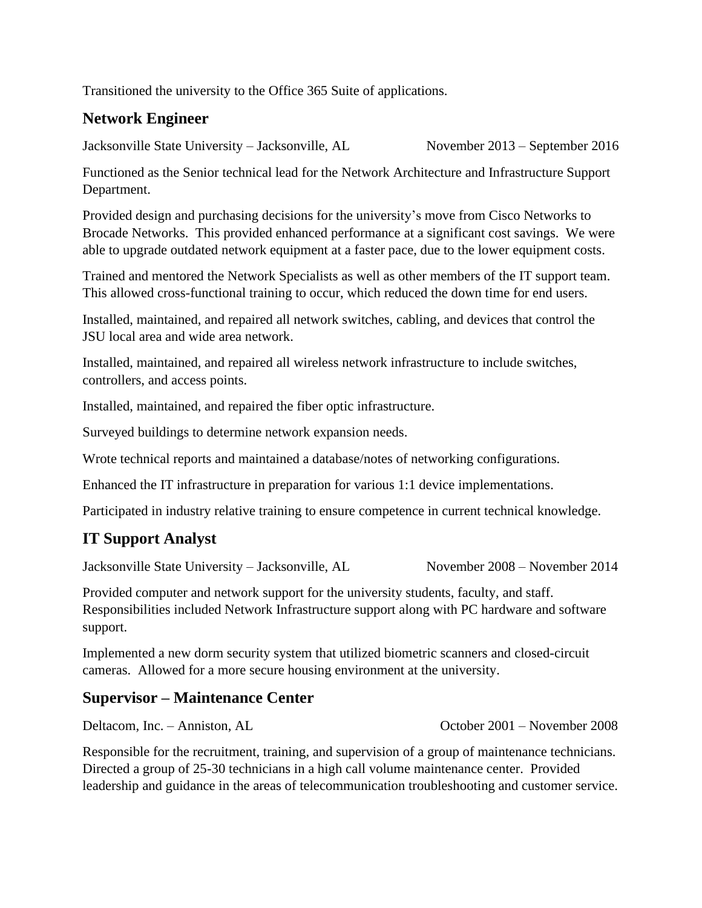Transitioned the university to the Office 365 Suite of applications.

## Network Engineer

Jacksonville State University – Jacksonville, AL November 2013 – September 2016

Functioned as the Senior technical lead for the Network Architecture and Infrastructure Support Department.

Provided design and purchasing decisions for the university's move from Cisco Networks to Brocade Networks. This provided enhanced performance at a significant cost savings. We were able to upgrade outdated network equipment at a faster pace, due to the lower equipment costs.

Trained and mentored the Network Specialists as well as other members of the IT support team. This allowed cross-functional training to occur, which reduced the down time for end users.

Installed, maintained, and repaired all network switches, cabling, and devices that control the JSU local area and wide area network.

Installed, maintained, and repaired all wireless network infrastructure to include switches, controllers, and access points.

Installed, maintained, and repaired the fiber optic infrastructure.

Surveyed buildings to determine network expansion needs.

Wrote technical reports and maintained a database/notes of networking configurations.

Enhanced the IT infrastructure in preparation for various 1:1 device implementations.

Participated in industry relative training to ensure competence in current technical knowledge.

## IT Support Analyst

Jacksonville State University – Jacksonville, AL November 2008 – November 2014

Provided computer and network support for the university students, faculty, and staff. Responsibilities included Network Infrastructure support along with PC hardware and software support.

Implemented a new dorm security system that utilized biometric scanners and closed-circuit cameras. Allowed for a more secure housing environment at the university.

## Supervisor – Maintenance Center

Deltacom, Inc. – Anniston, AL October 2001 – November 2008

Responsible for the recruitment, training, and supervision of a group of maintenance technicians. Directed a group of 25-30 technicians in a high call volume maintenance center. Provided leadership and guidance in the areas of telecommunication troubleshooting and customer service.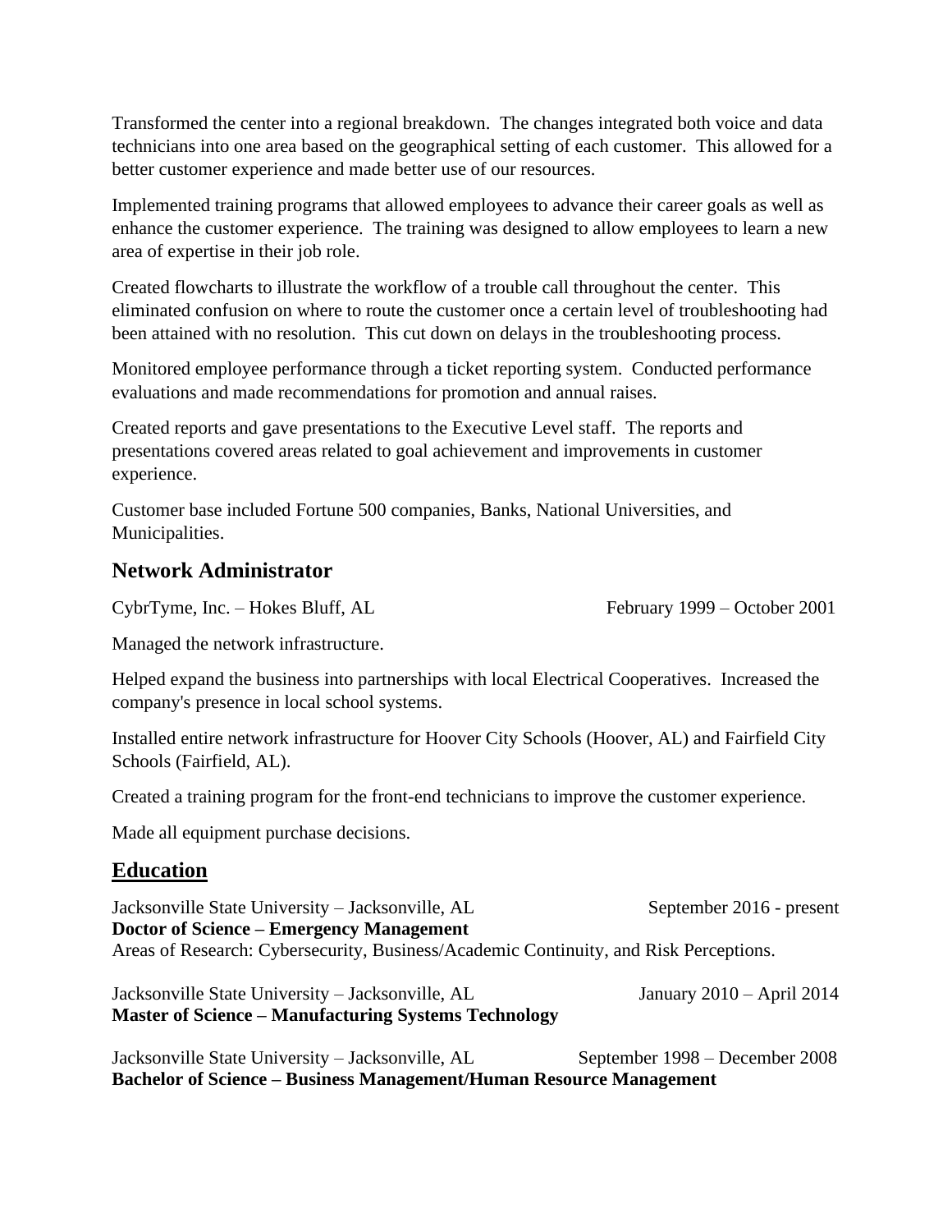Transformed the center into a regional breakdown. The changes integrated both voice and data technicians into one area based on the geographical setting of each customer. This allowed for a better customer experience and made better use of our resources.

Implemented training programs that allowed employees to advance their career goals as well as enhance the customer experience. The training was designed to allow employees to learn a new area of expertise in their job role.

Created flowcharts to illustrate the workflow of a trouble call throughout the center. This eliminated confusion on where to route the customer once a certain level of troubleshooting had been attained with no resolution. This cut down on delays in the troubleshooting process.

Monitored employee performance through a ticket reporting system. Conducted performance evaluations and made recommendations for promotion and annual raises.

Created reports and gave presentations to the Executive Level staff. The reports and presentations covered areas related to goal achievement and improvements in customer experience.

Customer base included Fortune 500 companies, Banks, National Universities, and Municipalities.

### Network Administrator

CybrTyme, Inc. – Hokes Bluff, AL February 1999 – October 2001

Managed the network infrastructure.

Helped expand the business into partnerships with local Electrical Cooperatives. Increased the company's presence in local school systems.

Installed entire network infrastructure for Hoover City Schools (Hoover, AL) and Fairfield City Schools (Fairfield, AL).

Created a training program for the front-end technicians to improve the customer experience.

Made all equipment purchase decisions.

## Education

Jacksonville State University – Jacksonville, AL September 2016 - present
**Doctor of Science – Emergency Management**
Areas of Research: Cybersecurity, Business/Academic Continuity, and Risk Perceptions.

Jacksonville State University – Jacksonville, AL January 2010 – April 2014
**Master of Science – Manufacturing Systems Technology**

Jacksonville State University – Jacksonville, AL September 1998 – December 2008
**Bachelor of Science – Business Management/Human Resource Management**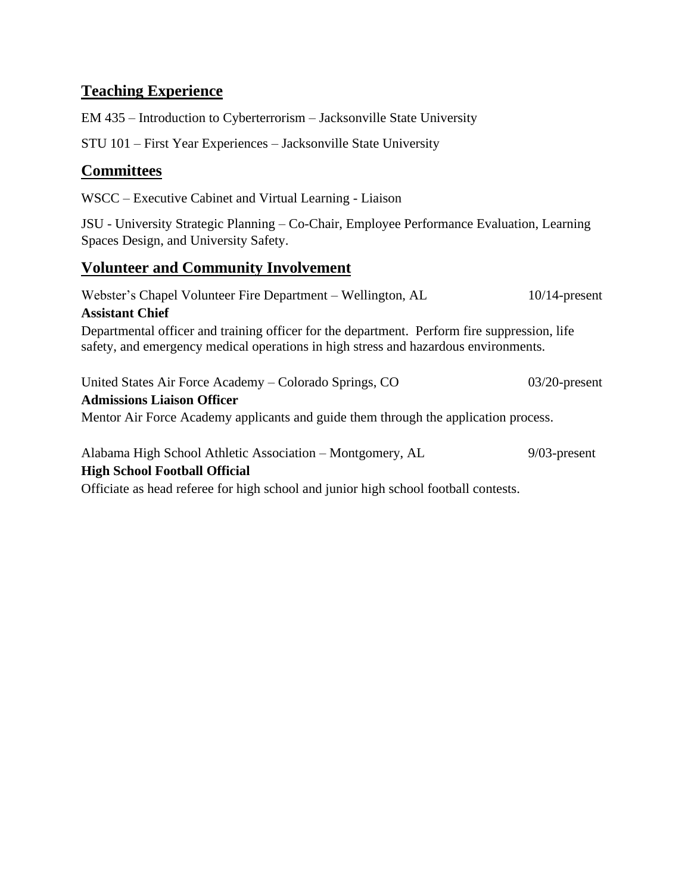## Teaching Experience

EM 435 – Introduction to Cyberterrorism – Jacksonville State University

STU 101 – First Year Experiences – Jacksonville State University

## Committees

WSCC – Executive Cabinet and Virtual Learning - Liaison

JSU - University Strategic Planning – Co-Chair, Employee Performance Evaluation, Learning Spaces Design, and University Safety.

## Volunteer and Community Involvement

Webster's Chapel Volunteer Fire Department – Wellington, AL 10/14-present
**Assistant Chief**
Departmental officer and training officer for the department. Perform fire suppression, life safety, and emergency medical operations in high stress and hazardous environments.

United States Air Force Academy – Colorado Springs, CO 03/20-present
**Admissions Liaison Officer**
Mentor Air Force Academy applicants and guide them through the application process.

Alabama High School Athletic Association – Montgomery, AL 9/03-present
**High School Football Official**
Officiate as head referee for high school and junior high school football contests.